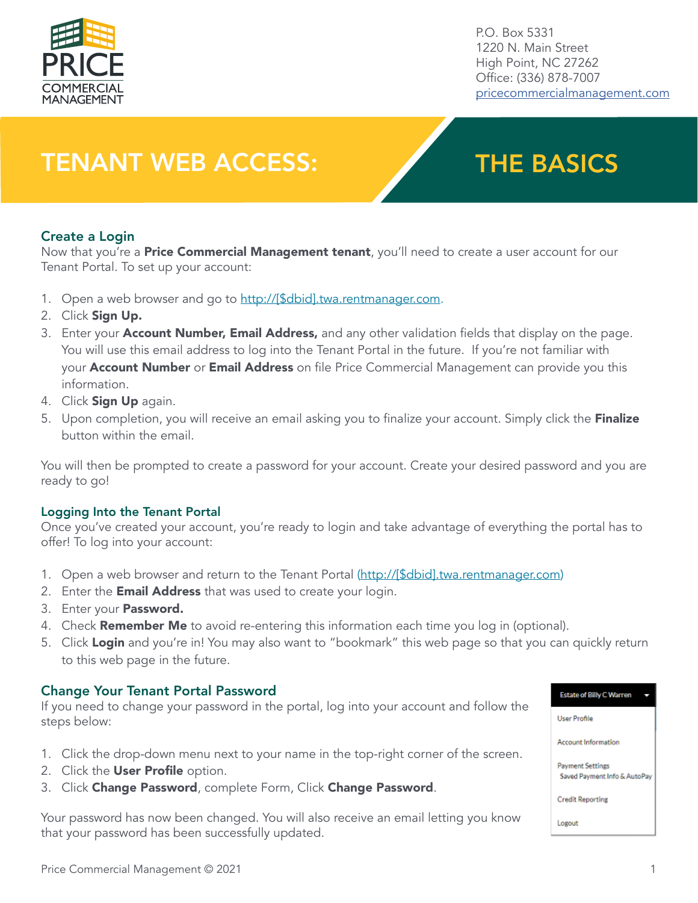PRICE COMMERCIAL MANAGEMENT

P.O. Box 5331
1220 N. Main Street
High Point, NC 27262
Office: (336) 878-7007
pricecommercialmanagement.com

# TENANT WEB ACCESS: THE BASICS

## Create a Login

Now that you're a **Price Commercial Management tenant**, you'll need to create a user account for our Tenant Portal. To set up your account:

1. Open a web browser and go to http://[$dbid].twa.rentmanager.com.
2. Click **Sign Up.**
3. Enter your **Account Number, Email Address,** and any other validation fields that display on the page. You will use this email address to log into the Tenant Portal in the future. If you're not familiar with your **Account Number** or **Email Address** on file Price Commercial Management can provide you this information.
4. Click **Sign Up** again.
5. Upon completion, you will receive an email asking you to finalize your account. Simply click the **Finalize** button within the email.

You will then be prompted to create a password for your account. Create your desired password and you are ready to go!

## Logging Into the Tenant Portal

Once you've created your account, you're ready to login and take advantage of everything the portal has to offer! To log into your account:

1. Open a web browser and return to the Tenant Portal (http://[$dbid].twa.rentmanager.com)
2. Enter the **Email Address** that was used to create your login.
3. Enter your **Password.**
4. Check **Remember Me** to avoid re-entering this information each time you log in (optional).
5. Click **Login** and you're in! You may also want to "bookmark" this web page so that you can quickly return to this web page in the future.

## Change Your Tenant Portal Password

If you need to change your password in the portal, log into your account and follow the steps below:

1. Click the drop-down menu next to your name in the top-right corner of the screen.
2. Click the **User Profile** option.
3. Click **Change Password**, complete Form, Click **Change Password**.

Your password has now been changed. You will also receive an email letting you know that your password has been successfully updated.

Estate of Billy C Warren
User Profile
Account Information
Payment Settings
Saved Payment Info & AutoPay
Credit Reporting
Logout

Price Commercial Management © 2021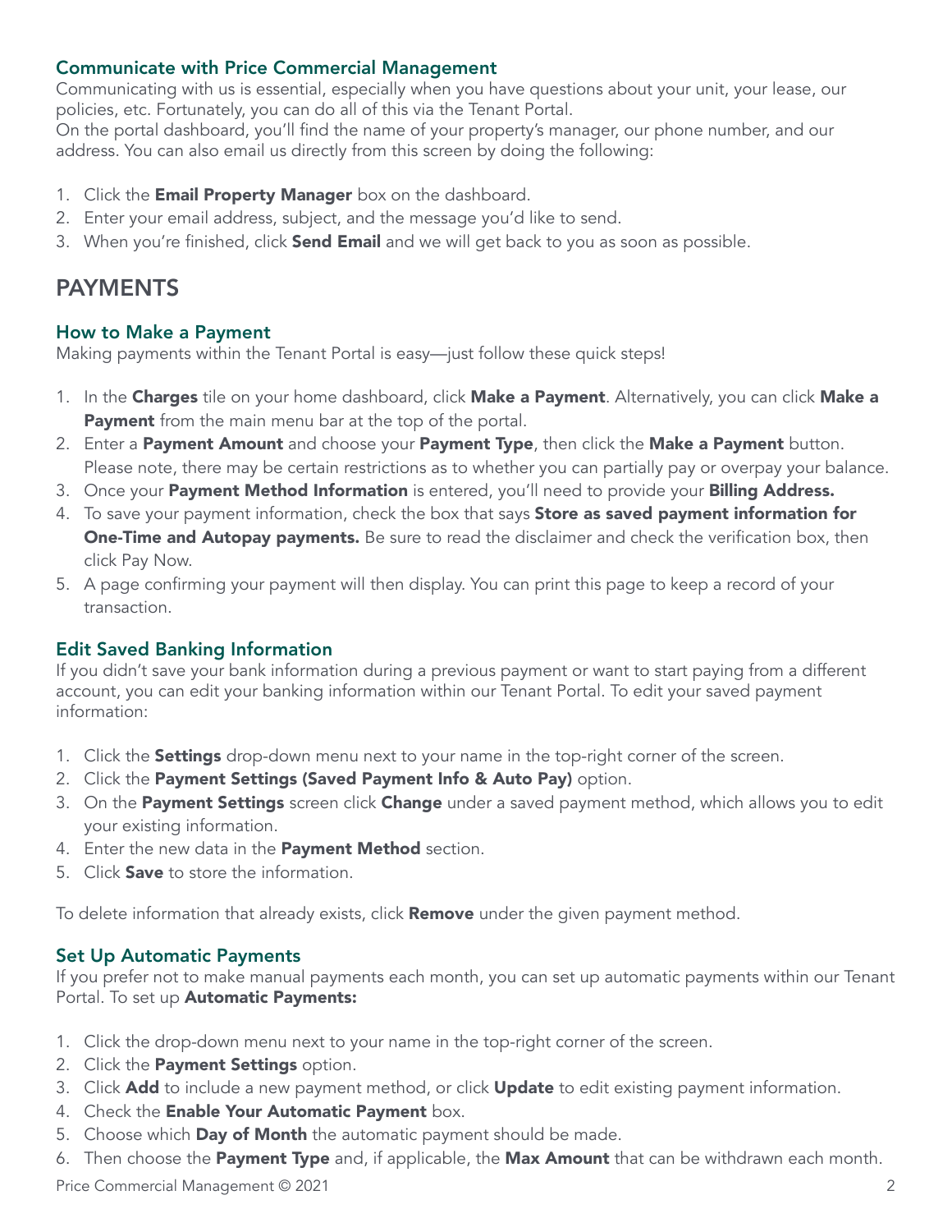### Communicate with Price Commercial Management

Communicating with us is essential, especially when you have questions about your unit, your lease, our policies, etc. Fortunately, you can do all of this via the Tenant Portal.
On the portal dashboard, you'll find the name of your property's manager, our phone number, and our address. You can also email us directly from this screen by doing the following:

1. Click the **Email Property Manager** box on the dashboard.
2. Enter your email address, subject, and the message you'd like to send.
3. When you're finished, click **Send Email** and we will get back to you as soon as possible.

## PAYMENTS

### How to Make a Payment

Making payments within the Tenant Portal is easy—just follow these quick steps!

1. In the **Charges** tile on your home dashboard, click **Make a Payment**. Alternatively, you can click **Make a Payment** from the main menu bar at the top of the portal.
2. Enter a **Payment Amount** and choose your **Payment Type**, then click the **Make a Payment** button. Please note, there may be certain restrictions as to whether you can partially pay or overpay your balance.
3. Once your **Payment Method Information** is entered, you'll need to provide your **Billing Address.**
4. To save your payment information, check the box that says **Store as saved payment information for One-Time and Autopay payments.** Be sure to read the disclaimer and check the verification box, then click Pay Now.
5. A page confirming your payment will then display. You can print this page to keep a record of your transaction.

### Edit Saved Banking Information

If you didn't save your bank information during a previous payment or want to start paying from a different account, you can edit your banking information within our Tenant Portal. To edit your saved payment information:

1. Click the **Settings** drop-down menu next to your name in the top-right corner of the screen.
2. Click the **Payment Settings (Saved Payment Info & Auto Pay)** option.
3. On the **Payment Settings** screen click **Change** under a saved payment method, which allows you to edit your existing information.
4. Enter the new data in the **Payment Method** section.
5. Click **Save** to store the information.

To delete information that already exists, click **Remove** under the given payment method.

### Set Up Automatic Payments

If you prefer not to make manual payments each month, you can set up automatic payments within our Tenant Portal. To set up **Automatic Payments:**

1. Click the drop-down menu next to your name in the top-right corner of the screen.
2. Click the **Payment Settings** option.
3. Click **Add** to include a new payment method, or click **Update** to edit existing payment information.
4. Check the **Enable Your Automatic Payment** box.
5. Choose which **Day of Month** the automatic payment should be made.
6. Then choose the **Payment Type** and, if applicable, the **Max Amount** that can be withdrawn each month.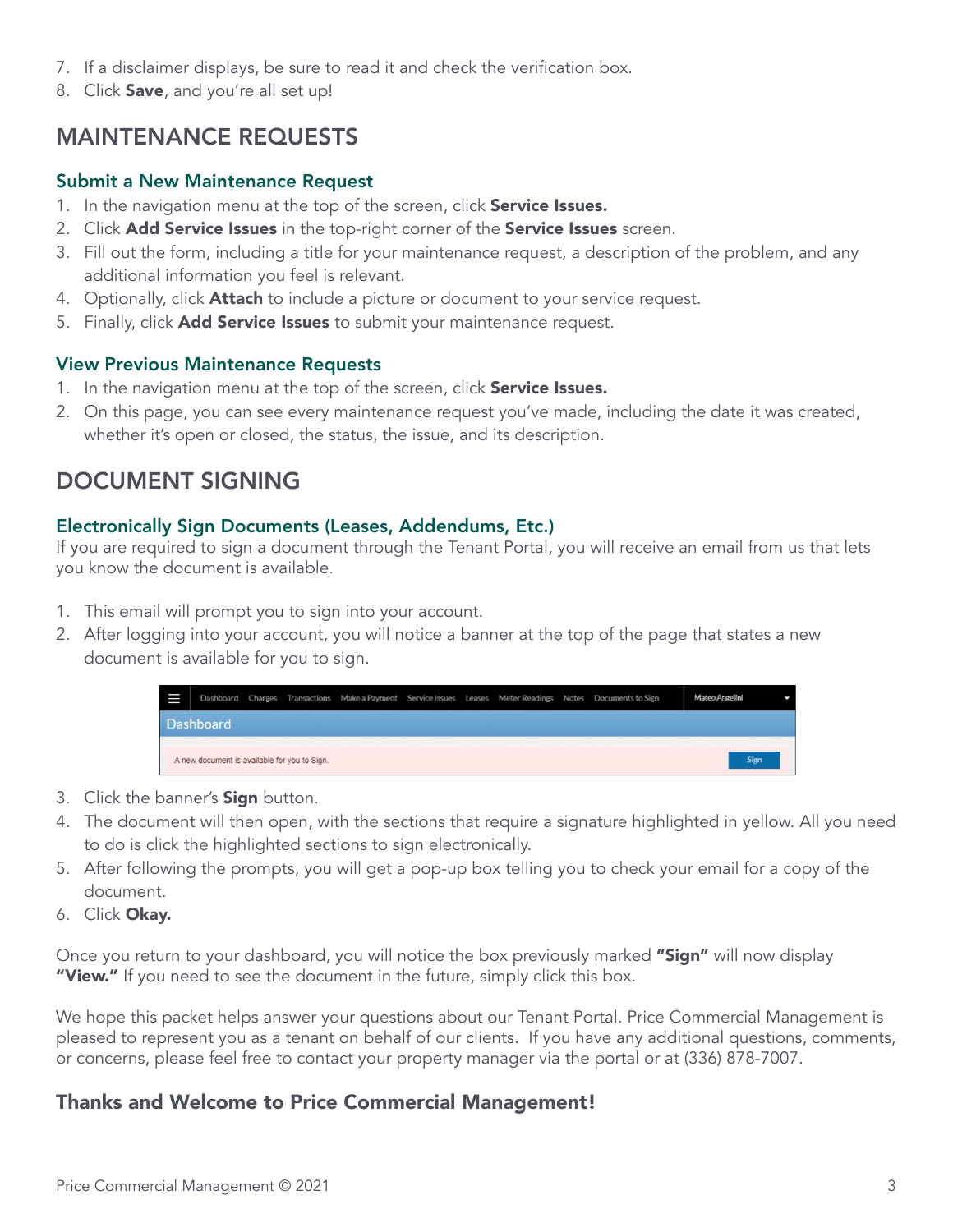7. If a disclaimer displays, be sure to read it and check the verification box.
8. Click **Save**, and you're all set up!

## MAINTENANCE REQUESTS

### Submit a New Maintenance Request

1. In the navigation menu at the top of the screen, click **Service Issues.**
2. Click **Add Service Issues** in the top-right corner of the **Service Issues** screen.
3. Fill out the form, including a title for your maintenance request, a description of the problem, and any additional information you feel is relevant.
4. Optionally, click **Attach** to include a picture or document to your service request.
5. Finally, click **Add Service Issues** to submit your maintenance request.

### View Previous Maintenance Requests

1. In the navigation menu at the top of the screen, click **Service Issues.**
2. On this page, you can see every maintenance request you've made, including the date it was created, whether it's open or closed, the status, the issue, and its description.

## DOCUMENT SIGNING

### Electronically Sign Documents (Leases, Addendums, Etc.)

If you are required to sign a document through the Tenant Portal, you will receive an email from us that lets you know the document is available.

1. This email will prompt you to sign into your account.
2. After logging into your account, you will notice a banner at the top of the page that states a new document is available for you to sign.
3. Click the banner's **Sign** button.
4. The document will then open, with the sections that require a signature highlighted in yellow. All you need to do is click the highlighted sections to sign electronically.
5. After following the prompts, you will get a pop-up box telling you to check your email for a copy of the document.
6. Click **Okay.**

Once you return to your dashboard, you will notice the box previously marked **"Sign"** will now display **"View."** If you need to see the document in the future, simply click this box.

We hope this packet helps answer your questions about our Tenant Portal. Price Commercial Management is pleased to represent you as a tenant on behalf of our clients. If you have any additional questions, comments, or concerns, please feel free to contact your property manager via the portal or at (336) 878-7007.

### Thanks and Welcome to Price Commercial Management!